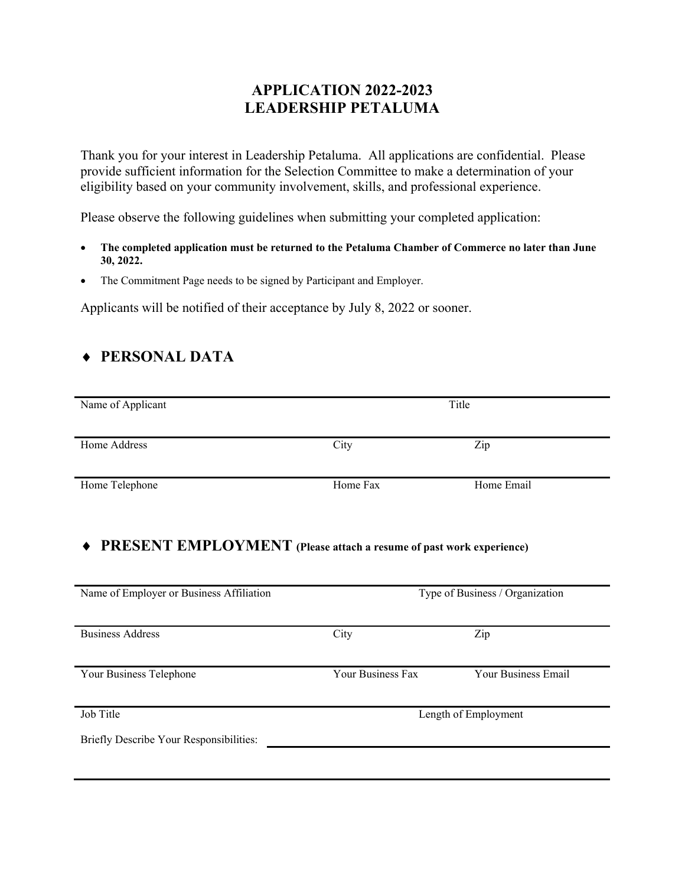# APPLICATION 2022-2023
# LEADERSHIP PETALUMA

Thank you for your interest in Leadership Petaluma. All applications are confidential. Please provide sufficient information for the Selection Committee to make a determination of your eligibility based on your community involvement, skills, and professional experience.

Please observe the following guidelines when submitting your completed application:

- **The completed application must be returned to the Petaluma Chamber of Commerce no later than June 30, 2022.**
- The Commitment Page needs to be signed by Participant and Employer.

Applicants will be notified of their acceptance by July 8, 2022 or sooner.

## ♦ PERSONAL DATA

| Name of Applicant | | Title |
|---|---|---|
| Home Address | City | Zip |
| Home Telephone | Home Fax | Home Email |

## ♦ PRESENT EMPLOYMENT **(Please attach a resume of past work experience)**

| Name of Employer or Business Affiliation | | Type of Business / Organization |
|---|---|---|
| Business Address | City | Zip |
| Your Business Telephone | Your Business Fax | Your Business Email |
| Job Title | | Length of Employment |

Briefly Describe Your Responsibilities: ______________________________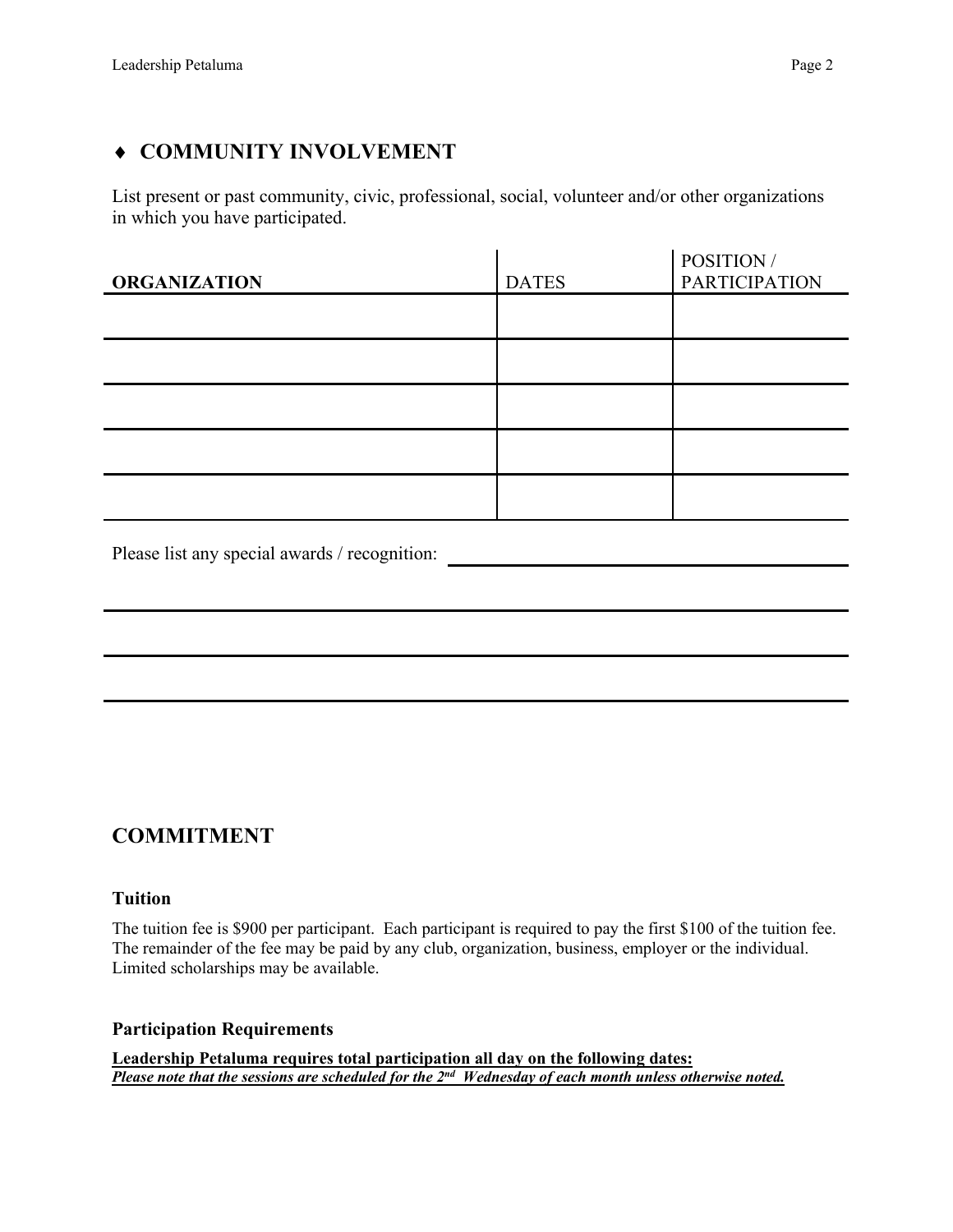## ♦ COMMUNITY INVOLVEMENT

List present or past community, civic, professional, social, volunteer and/or other organizations in which you have participated.

| ORGANIZATION | DATES | POSITION / PARTICIPATION |
|---|---|---|
| | | |
| | | |
| | | |
| | | |
| | | |

Please list any special awards / recognition: \_\_\_\_\_\_\_\_\_\_\_\_\_\_\_\_\_\_\_\_\_\_\_\_\_\_\_\_\_\_\_\_\_\_\_\_\_\_\_\_

\_\_\_\_\_\_\_\_\_\_\_\_\_\_\_\_\_\_\_\_\_\_\_\_\_\_\_\_\_\_\_\_\_\_\_\_\_\_\_\_\_\_\_\_\_\_\_\_\_\_\_\_\_\_\_\_\_\_\_\_\_\_\_\_\_\_\_\_\_\_\_\_\_\_\_\_\_\_

\_\_\_\_\_\_\_\_\_\_\_\_\_\_\_\_\_\_\_\_\_\_\_\_\_\_\_\_\_\_\_\_\_\_\_\_\_\_\_\_\_\_\_\_\_\_\_\_\_\_\_\_\_\_\_\_\_\_\_\_\_\_\_\_\_\_\_\_\_\_\_\_\_\_\_\_\_\_

\_\_\_\_\_\_\_\_\_\_\_\_\_\_\_\_\_\_\_\_\_\_\_\_\_\_\_\_\_\_\_\_\_\_\_\_\_\_\_\_\_\_\_\_\_\_\_\_\_\_\_\_\_\_\_\_\_\_\_\_\_\_\_\_\_\_\_\_\_\_\_\_\_\_\_\_\_\_

## COMMITMENT

### Tuition

The tuition fee is $900 per participant. Each participant is required to pay the first $100 of the tuition fee. The remainder of the fee may be paid by any club, organization, business, employer or the individual. Limited scholarships may be available.

### Participation Requirements

**Leadership Petaluma requires total participation all day on the following dates:**
***Please note that the sessions are scheduled for the 2nd Wednesday of each month unless otherwise noted.***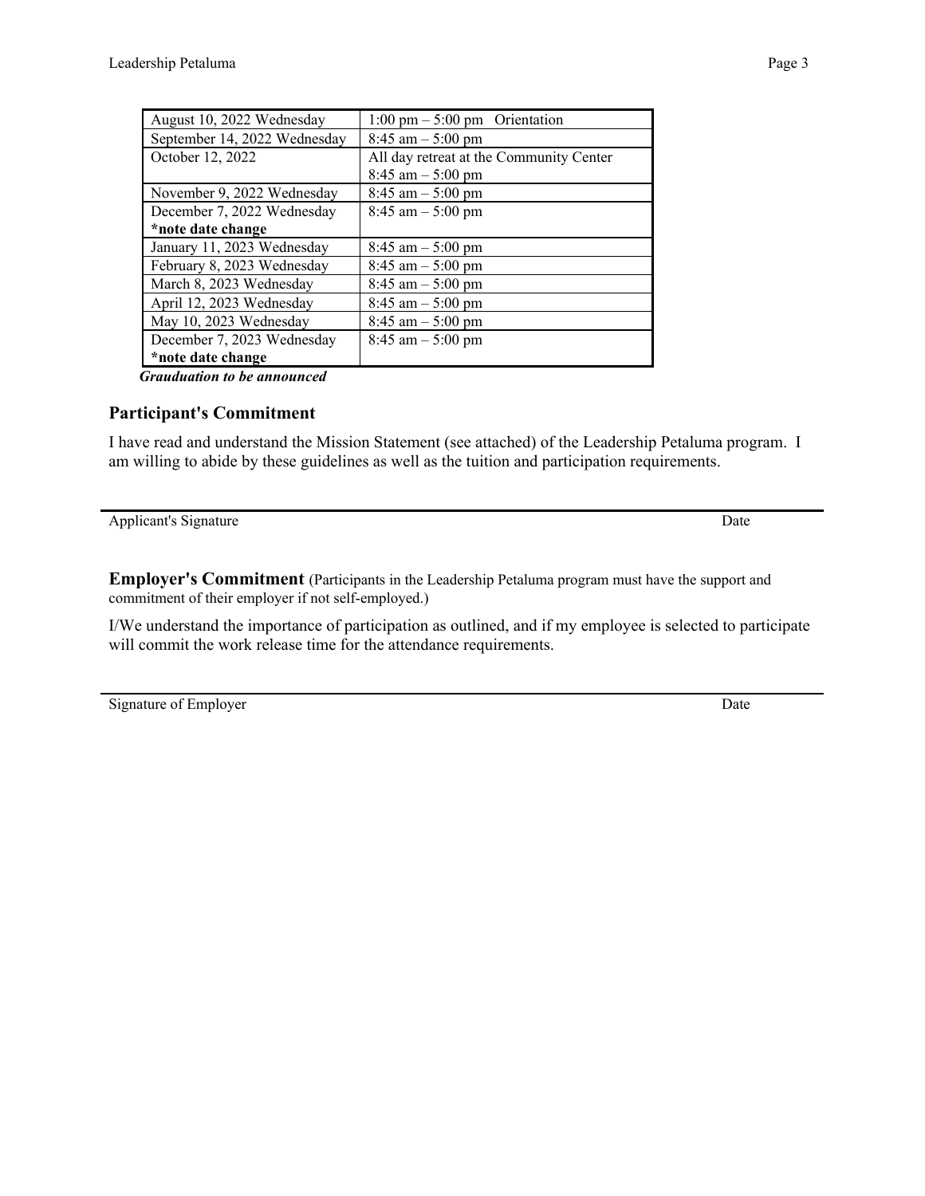| | |
|---|---|
| August 10, 2022 Wednesday | 1:00 pm – 5:00 pm Orientation |
| September 14, 2022 Wednesday | 8:45 am – 5:00 pm |
| October 12, 2022 | All day retreat at the Community Center 8:45 am – 5:00 pm |
| November 9, 2022 Wednesday | 8:45 am – 5:00 pm |
| December 7, 2022 Wednesday **\*note date change** | 8:45 am – 5:00 pm |
| January 11, 2023 Wednesday | 8:45 am – 5:00 pm |
| February 8, 2023 Wednesday | 8:45 am – 5:00 pm |
| March 8, 2023 Wednesday | 8:45 am – 5:00 pm |
| April 12, 2023 Wednesday | 8:45 am – 5:00 pm |
| May 10, 2023 Wednesday | 8:45 am – 5:00 pm |
| December 7, 2023 Wednesday **\*note date change** | 8:45 am – 5:00 pm |

***Grauduation to be announced***

## Participant's Commitment

I have read and understand the Mission Statement (see attached) of the Leadership Petaluma program. I am willing to abide by these guidelines as well as the tuition and participation requirements.

Applicant's Signature                                                                                                    Date

**Employer's Commitment** (Participants in the Leadership Petaluma program must have the support and commitment of their employer if not self-employed.)

I/We understand the importance of participation as outlined, and if my employee is selected to participate will commit the work release time for the attendance requirements.

Signature of Employer                                                                                                    Date